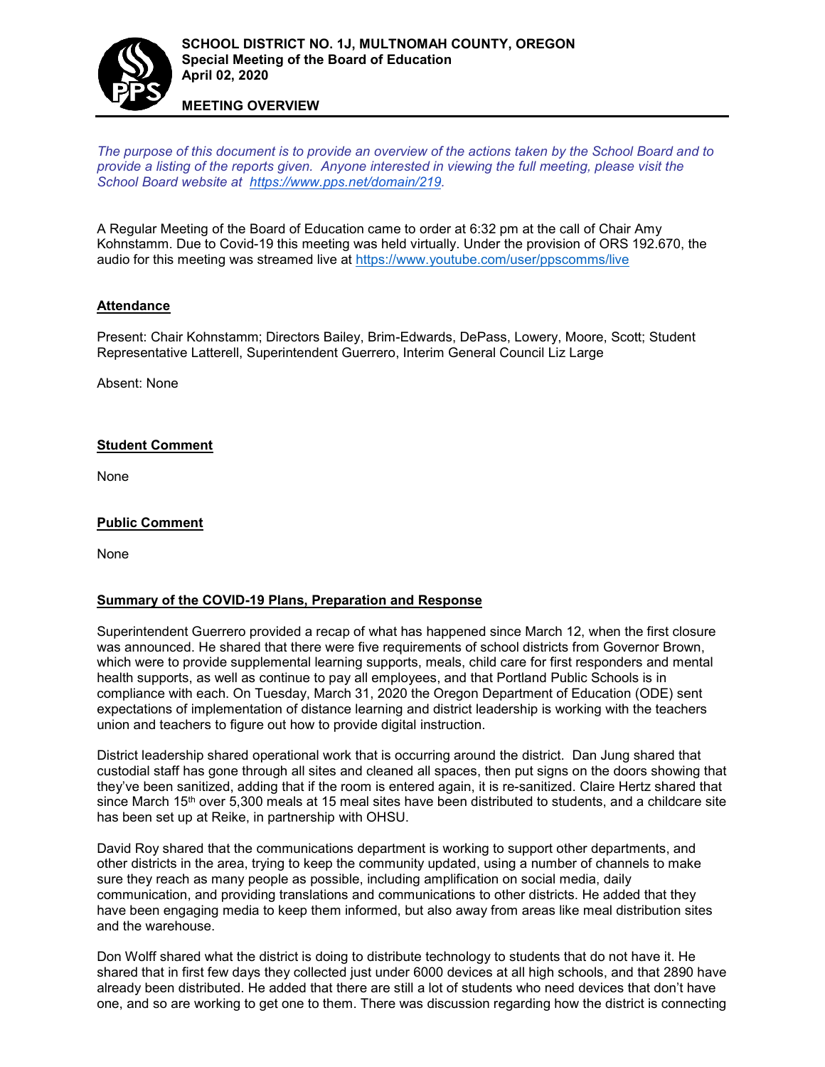**SCHOOL DISTRICT NO. 1J, MULTNOMAH COUNTY, OREGON**
**Special Meeting of the Board of Education**
**April 02, 2020**

**MEETING OVERVIEW**

*The purpose of this document is to provide an overview of the actions taken by the School Board and to provide a listing of the reports given. Anyone interested in viewing the full meeting, please visit the School Board website at [https://www.pps.net/domain/219](https://www.pps.net/domain/219).*

A Regular Meeting of the Board of Education came to order at 6:32 pm at the call of Chair Amy Kohnstamm. Due to Covid-19 this meeting was held virtually. Under the provision of ORS 192.670, the audio for this meeting was streamed live at [https://www.youtube.com/user/ppscomms/live](https://www.youtube.com/user/ppscomms/live)

## Attendance

Present: Chair Kohnstamm; Directors Bailey, Brim-Edwards, DePass, Lowery, Moore, Scott; Student Representative Latterell, Superintendent Guerrero, Interim General Council Liz Large

Absent: None

## Student Comment

None

## Public Comment

None

## Summary of the COVID-19 Plans, Preparation and Response

Superintendent Guerrero provided a recap of what has happened since March 12, when the first closure was announced. He shared that there were five requirements of school districts from Governor Brown, which were to provide supplemental learning supports, meals, child care for first responders and mental health supports, as well as continue to pay all employees, and that Portland Public Schools is in compliance with each. On Tuesday, March 31, 2020 the Oregon Department of Education (ODE) sent expectations of implementation of distance learning and district leadership is working with the teachers union and teachers to figure out how to provide digital instruction.

District leadership shared operational work that is occurring around the district. Dan Jung shared that custodial staff has gone through all sites and cleaned all spaces, then put signs on the doors showing that they've been sanitized, adding that if the room is entered again, it is re-sanitized. Claire Hertz shared that since March 15th over 5,300 meals at 15 meal sites have been distributed to students, and a childcare site has been set up at Reike, in partnership with OHSU.

David Roy shared that the communications department is working to support other departments, and other districts in the area, trying to keep the community updated, using a number of channels to make sure they reach as many people as possible, including amplification on social media, daily communication, and providing translations and communications to other districts. He added that they have been engaging media to keep them informed, but also away from areas like meal distribution sites and the warehouse.

Don Wolff shared what the district is doing to distribute technology to students that do not have it. He shared that in first few days they collected just under 6000 devices at all high schools, and that 2890 have already been distributed. He added that there are still a lot of students who need devices that don't have one, and so are working to get one to them. There was discussion regarding how the district is connecting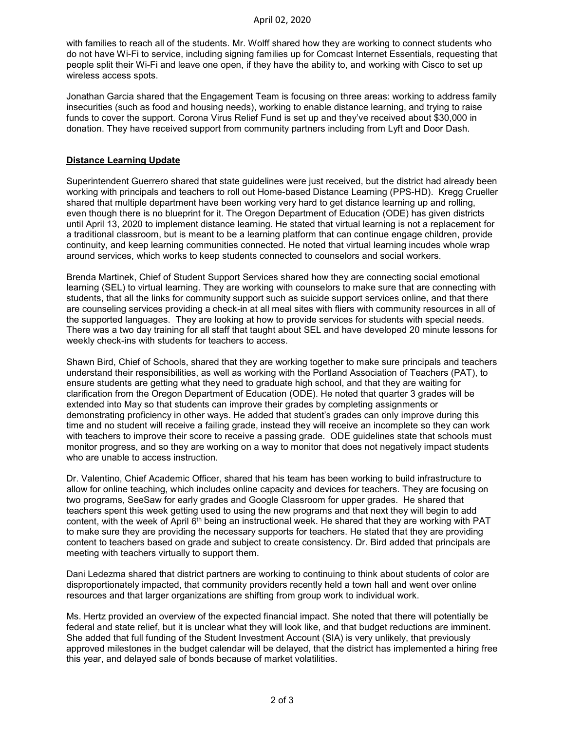with families to reach all of the students. Mr. Wolff shared how they are working to connect students who do not have Wi-Fi to service, including signing families up for Comcast Internet Essentials, requesting that people split their Wi-Fi and leave one open, if they have the ability to, and working with Cisco to set up wireless access spots.

Jonathan Garcia shared that the Engagement Team is focusing on three areas: working to address family insecurities (such as food and housing needs), working to enable distance learning, and trying to raise funds to cover the support. Corona Virus Relief Fund is set up and they've received about $30,000 in donation. They have received support from community partners including from Lyft and Door Dash.

**Distance Learning Update**

Superintendent Guerrero shared that state guidelines were just received, but the district had already been working with principals and teachers to roll out Home-based Distance Learning (PPS-HD). Kregg Crueller shared that multiple department have been working very hard to get distance learning up and rolling, even though there is no blueprint for it. The Oregon Department of Education (ODE) has given districts until April 13, 2020 to implement distance learning. He stated that virtual learning is not a replacement for a traditional classroom, but is meant to be a learning platform that can continue engage children, provide continuity, and keep learning communities connected. He noted that virtual learning incudes whole wrap around services, which works to keep students connected to counselors and social workers.

Brenda Martinek, Chief of Student Support Services shared how they are connecting social emotional learning (SEL) to virtual learning. They are working with counselors to make sure that are connecting with students, that all the links for community support such as suicide support services online, and that there are counseling services providing a check-in at all meal sites with fliers with community resources in all of the supported languages. They are looking at how to provide services for students with special needs. There was a two day training for all staff that taught about SEL and have developed 20 minute lessons for weekly check-ins with students for teachers to access.

Shawn Bird, Chief of Schools, shared that they are working together to make sure principals and teachers understand their responsibilities, as well as working with the Portland Association of Teachers (PAT), to ensure students are getting what they need to graduate high school, and that they are waiting for clarification from the Oregon Department of Education (ODE). He noted that quarter 3 grades will be extended into May so that students can improve their grades by completing assignments or demonstrating proficiency in other ways. He added that student's grades can only improve during this time and no student will receive a failing grade, instead they will receive an incomplete so they can work with teachers to improve their score to receive a passing grade. ODE guidelines state that schools must monitor progress, and so they are working on a way to monitor that does not negatively impact students who are unable to access instruction.

Dr. Valentino, Chief Academic Officer, shared that his team has been working to build infrastructure to allow for online teaching, which includes online capacity and devices for teachers. They are focusing on two programs, SeeSaw for early grades and Google Classroom for upper grades. He shared that teachers spent this week getting used to using the new programs and that next they will begin to add content, with the week of April 6th being an instructional week. He shared that they are working with PAT to make sure they are providing the necessary supports for teachers. He stated that they are providing content to teachers based on grade and subject to create consistency. Dr. Bird added that principals are meeting with teachers virtually to support them.

Dani Ledezma shared that district partners are working to continuing to think about students of color are disproportionately impacted, that community providers recently held a town hall and went over online resources and that larger organizations are shifting from group work to individual work.

Ms. Hertz provided an overview of the expected financial impact. She noted that there will potentially be federal and state relief, but it is unclear what they will look like, and that budget reductions are imminent. She added that full funding of the Student Investment Account (SIA) is very unlikely, that previously approved milestones in the budget calendar will be delayed, that the district has implemented a hiring free this year, and delayed sale of bonds because of market volatilities.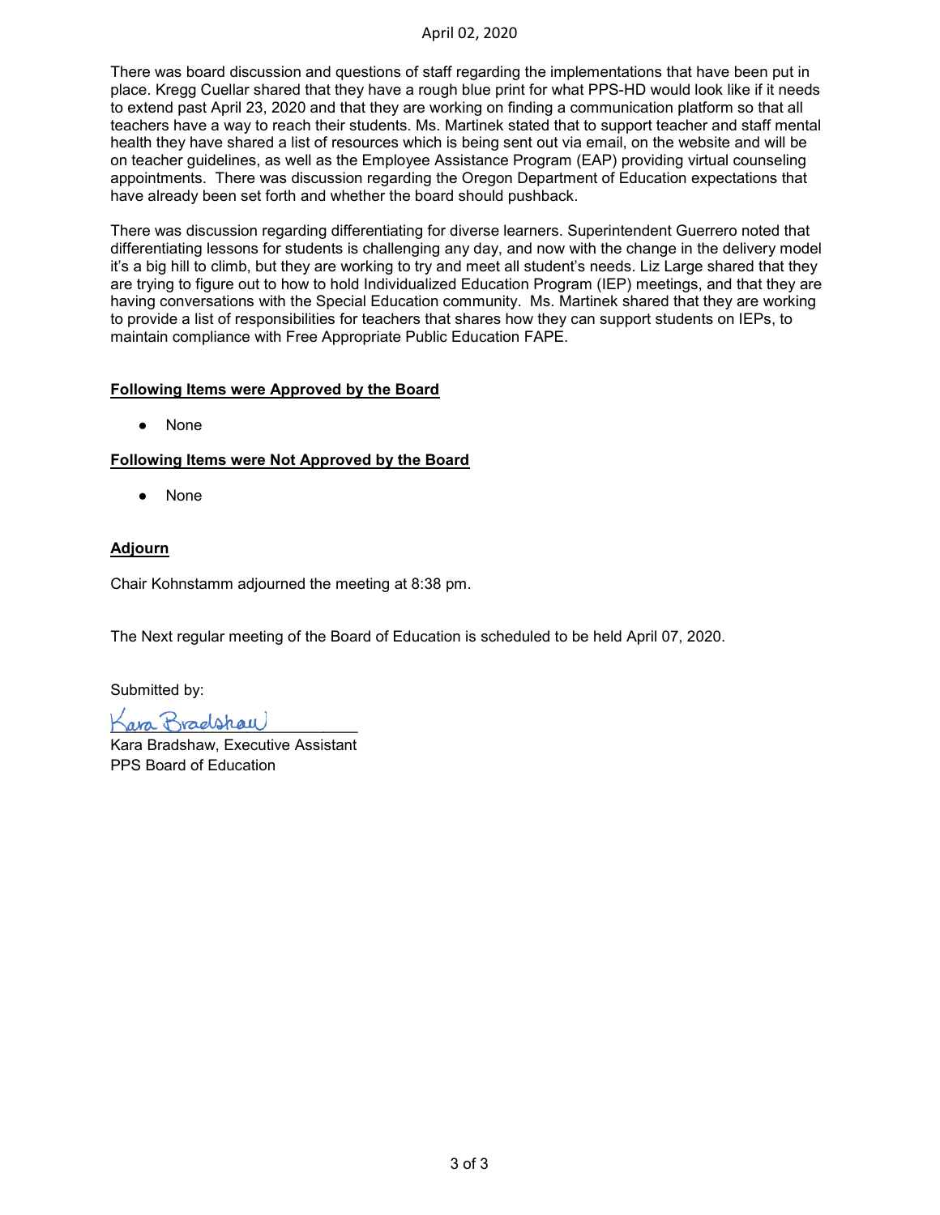There was board discussion and questions of staff regarding the implementations that have been put in place. Kregg Cuellar shared that they have a rough blue print for what PPS-HD would look like if it needs to extend past April 23, 2020 and that they are working on finding a communication platform so that all teachers have a way to reach their students. Ms. Martinek stated that to support teacher and staff mental health they have shared a list of resources which is being sent out via email, on the website and will be on teacher guidelines, as well as the Employee Assistance Program (EAP) providing virtual counseling appointments. There was discussion regarding the Oregon Department of Education expectations that have already been set forth and whether the board should pushback.

There was discussion regarding differentiating for diverse learners. Superintendent Guerrero noted that differentiating lessons for students is challenging any day, and now with the change in the delivery model it's a big hill to climb, but they are working to try and meet all student's needs. Liz Large shared that they are trying to figure out to how to hold Individualized Education Program (IEP) meetings, and that they are having conversations with the Special Education community. Ms. Martinek shared that they are working to provide a list of responsibilities for teachers that shares how they can support students on IEPs, to maintain compliance with Free Appropriate Public Education FAPE.

**Following Items were Approved by the Board**

- None

**Following Items were Not Approved by the Board**

- None

**Adjourn**

Chair Kohnstamm adjourned the meeting at 8:38 pm.

The Next regular meeting of the Board of Education is scheduled to be held April 07, 2020.

Submitted by:

Kara Bradshaw

Kara Bradshaw, Executive Assistant
PPS Board of Education